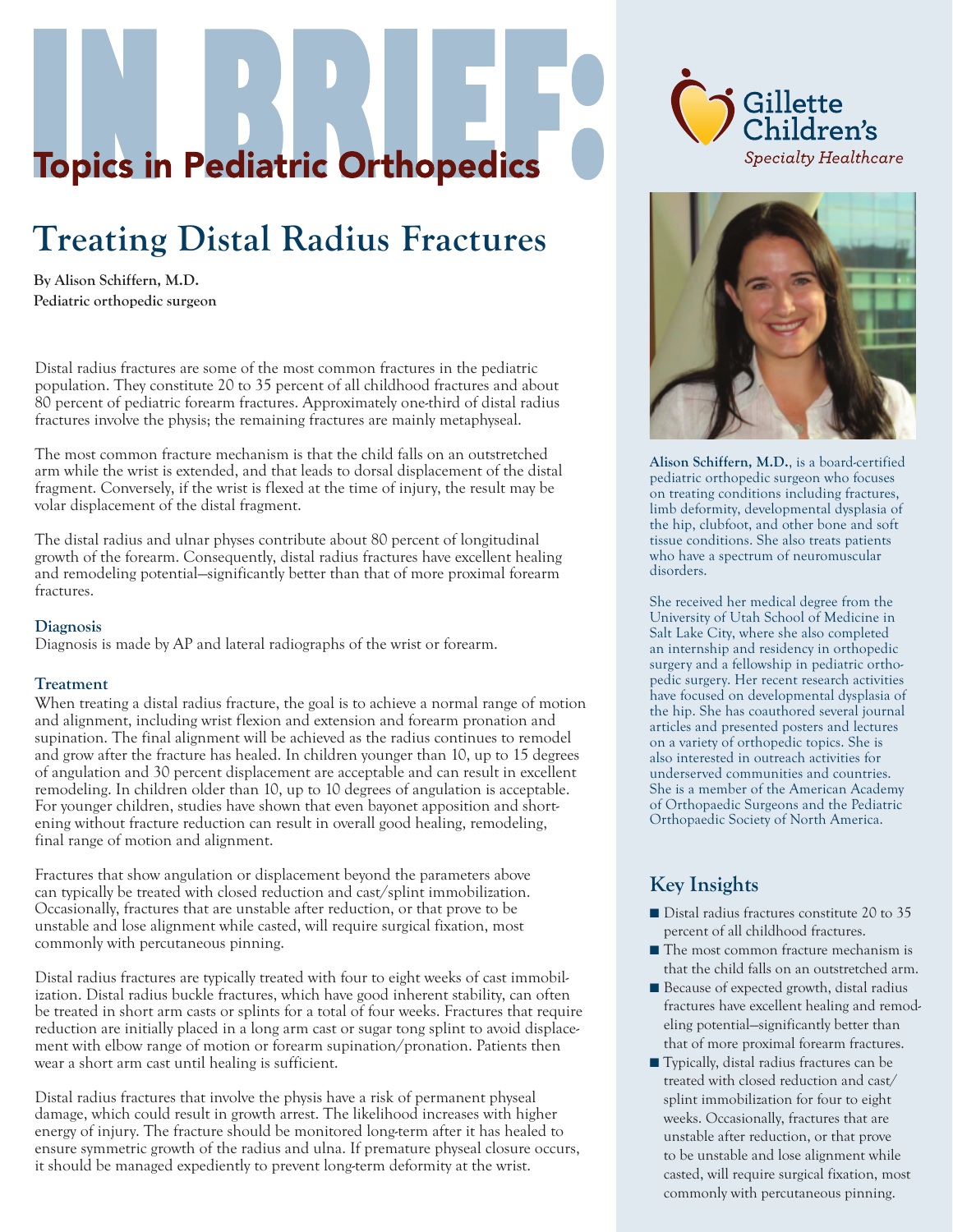# IN BRIEF: Topics in Pediatric Orthopedics

Gillette Children's
*Specialty Healthcare*

## Treating Distal Radius Fractures

**By Alison Schiffern, M.D.**
**Pediatric orthopedic surgeon**

Distal radius fractures are some of the most common fractures in the pediatric population. They constitute 20 to 35 percent of all childhood fractures and about 80 percent of pediatric forearm fractures. Approximately one-third of distal radius fractures involve the physis; the remaining fractures are mainly metaphyseal.

The most common fracture mechanism is that the child falls on an outstretched arm while the wrist is extended, and that leads to dorsal displacement of the distal fragment. Conversely, if the wrist is flexed at the time of injury, the result may be volar displacement of the distal fragment.

The distal radius and ulnar physes contribute about 80 percent of longitudinal growth of the forearm. Consequently, distal radius fractures have excellent healing and remodeling potential—significantly better than that of more proximal forearm fractures.

### Diagnosis

Diagnosis is made by AP and lateral radiographs of the wrist or forearm.

### Treatment

When treating a distal radius fracture, the goal is to achieve a normal range of motion and alignment, including wrist flexion and extension and forearm pronation and supination. The final alignment will be achieved as the radius continues to remodel and grow after the fracture has healed. In children younger than 10, up to 15 degrees of angulation and 30 percent displacement are acceptable and can result in excellent remodeling. In children older than 10, up to 10 degrees of angulation is acceptable. For younger children, studies have shown that even bayonet apposition and shortening without fracture reduction can result in overall good healing, remodeling, final range of motion and alignment.

Fractures that show angulation or displacement beyond the parameters above can typically be treated with closed reduction and cast/splint immobilization. Occasionally, fractures that are unstable after reduction, or that prove to be unstable and lose alignment while casted, will require surgical fixation, most commonly with percutaneous pinning.

Distal radius fractures are typically treated with four to eight weeks of cast immobilization. Distal radius buckle fractures, which have good inherent stability, can often be treated in short arm casts or splints for a total of four weeks. Fractures that require reduction are initially placed in a long arm cast or sugar tong splint to avoid displacement with elbow range of motion or forearm supination/pronation. Patients then wear a short arm cast until healing is sufficient.

Distal radius fractures that involve the physis have a risk of permanent physeal damage, which could result in growth arrest. The likelihood increases with higher energy of injury. The fracture should be monitored long-term after it has healed to ensure symmetric growth of the radius and ulna. If premature physeal closure occurs, it should be managed expediently to prevent long-term deformity at the wrist.

**Alison Schiffern, M.D.**, is a board-certified pediatric orthopedic surgeon who focuses on treating conditions including fractures, limb deformity, developmental dysplasia of the hip, clubfoot, and other bone and soft tissue conditions. She also treats patients who have a spectrum of neuromuscular disorders.

She received her medical degree from the University of Utah School of Medicine in Salt Lake City, where she also completed an internship and residency in orthopedic surgery and a fellowship in pediatric orthopedic surgery. Her recent research activities have focused on developmental dysplasia of the hip. She has coauthored several journal articles and presented posters and lectures on a variety of orthopedic topics. She is also interested in outreach activities for underserved communities and countries. She is a member of the American Academy of Orthopaedic Surgeons and the Pediatric Orthopaedic Society of North America.

### Key Insights

- Distal radius fractures constitute 20 to 35 percent of all childhood fractures.
- The most common fracture mechanism is that the child falls on an outstretched arm.
- Because of expected growth, distal radius fractures have excellent healing and remodeling potential—significantly better than that of more proximal forearm fractures.
- Typically, distal radius fractures can be treated with closed reduction and cast/splint immobilization for four to eight weeks. Occasionally, fractures that are unstable after reduction, or that prove to be unstable and lose alignment while casted, will require surgical fixation, most commonly with percutaneous pinning.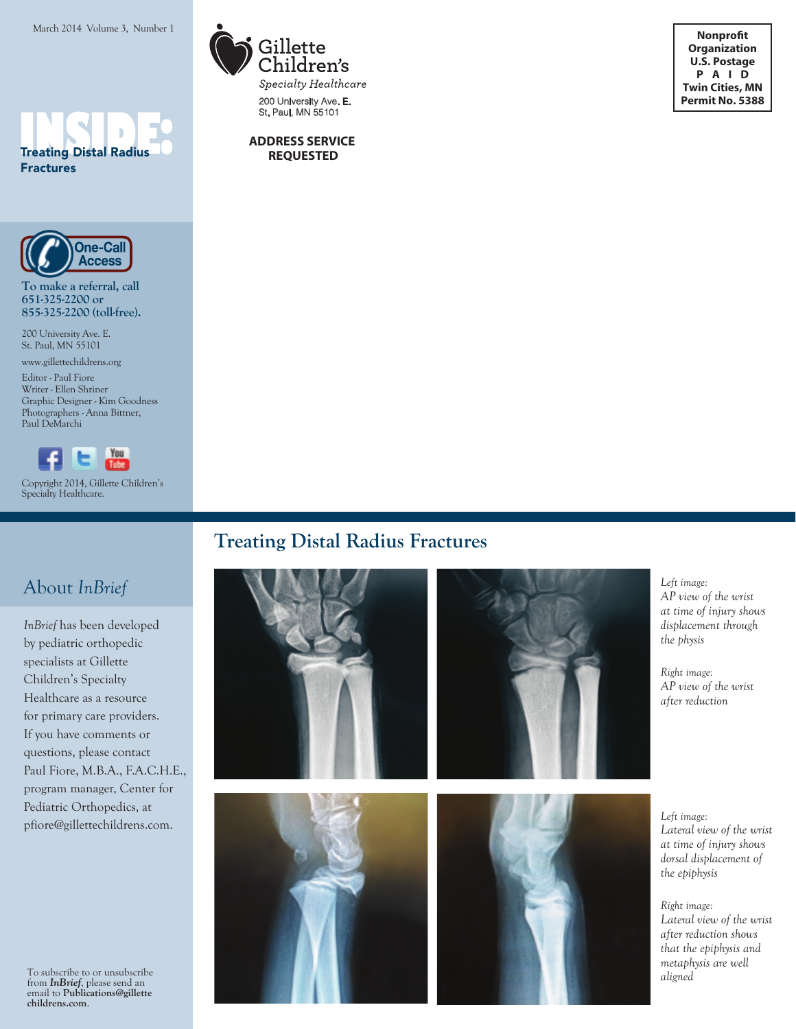March 2014 Volume 3, Number 1

# INSIDE:

Treating Distal Radius Fractures

One-Call Access

**To make a referral, call 651-325-2200 or 855-325-2200 (toll-free).**

200 University Ave. E.
St. Paul, MN 55101

www.gillettechildrens.org

Editor - Paul Fiore
Writer - Ellen Shriner
Graphic Designer - Kim Goodness
Photographers - Anna Bittner, Paul DeMarchi

Copyright 2014, Gillette Children's Specialty Healthcare.

Gillette Children's Specialty Healthcare
200 University Ave. E.
St. Paul, MN 55101

**ADDRESS SERVICE REQUESTED**

**Nonprofit Organization U.S. Postage P A I D Twin Cities, MN Permit No. 5388**

## About *InBrief*

*InBrief* has been developed by pediatric orthopedic specialists at Gillette Children's Specialty Healthcare as a resource for primary care providers. If you have comments or questions, please contact Paul Fiore, M.B.A., F.A.C.H.E., program manager, Center for Pediatric Orthopedics, at pfiore@gillettechildrens.com.

To subscribe to or unsubscribe from ***InBrief***, please send an email to **Publications@gillettechildrens.com**.

## Treating Distal Radius Fractures

*Left image: AP view of the wrist at time of injury shows displacement through the physis*

*Right image: AP view of the wrist after reduction*

*Left image: Lateral view of the wrist at time of injury shows dorsal displacement of the epiphysis*

*Right image: Lateral view of the wrist after reduction shows that the epiphysis and metaphysis are well aligned*